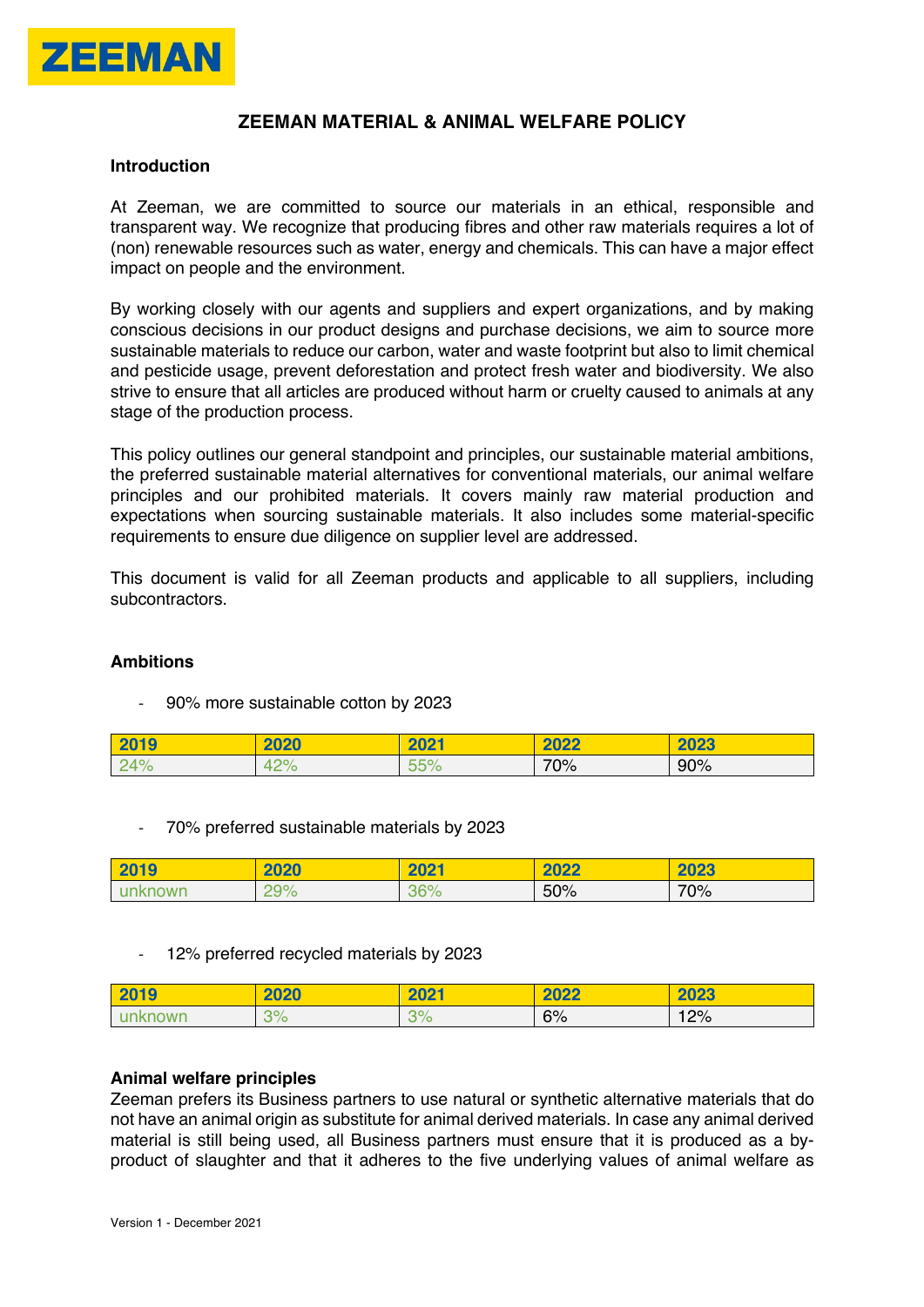ZEEMAN

# ZEEMAN MATERIAL & ANIMAL WELFARE POLICY

## Introduction

At Zeeman, we are committed to source our materials in an ethical, responsible and transparent way. We recognize that producing fibres and other raw materials requires a lot of (non) renewable resources such as water, energy and chemicals. This can have a major effect impact on people and the environment.

By working closely with our agents and suppliers and expert organizations, and by making conscious decisions in our product designs and purchase decisions, we aim to source more sustainable materials to reduce our carbon, water and waste footprint but also to limit chemical and pesticide usage, prevent deforestation and protect fresh water and biodiversity. We also strive to ensure that all articles are produced without harm or cruelty caused to animals at any stage of the production process.

This policy outlines our general standpoint and principles, our sustainable material ambitions, the preferred sustainable material alternatives for conventional materials, our animal welfare principles and our prohibited materials. It covers mainly raw material production and expectations when sourcing sustainable materials. It also includes some material-specific requirements to ensure due diligence on supplier level are addressed.

This document is valid for all Zeeman products and applicable to all suppliers, including subcontractors.

## Ambitions

- 90% more sustainable cotton by 2023

| 2019 | 2020 | 2021 | 2022 | 2023 |
|---|---|---|---|---|
| 24% | 42% | 55% | 70% | 90% |

- 70% preferred sustainable materials by 2023

| 2019 | 2020 | 2021 | 2022 | 2023 |
|---|---|---|---|---|
| unknown | 29% | 36% | 50% | 70% |

- 12% preferred recycled materials by 2023

| 2019 | 2020 | 2021 | 2022 | 2023 |
|---|---|---|---|---|
| unknown | 3% | 3% | 6% | 12% |

## Animal welfare principles

Zeeman prefers its Business partners to use natural or synthetic alternative materials that do not have an animal origin as substitute for animal derived materials. In case any animal derived material is still being used, all Business partners must ensure that it is produced as a by-product of slaughter and that it adheres to the five underlying values of animal welfare as

Version 1 - December 2021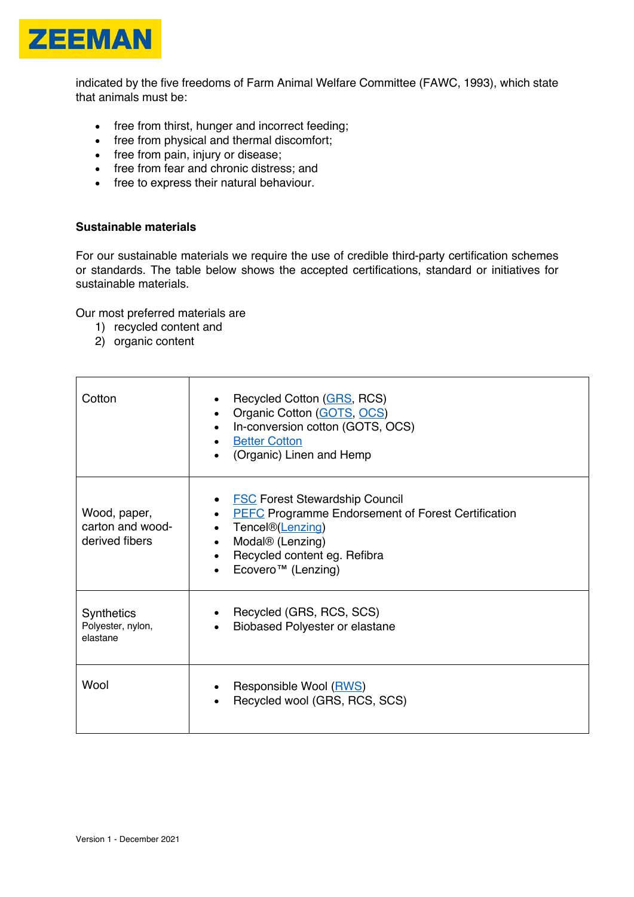indicated by the five freedoms of Farm Animal Welfare Committee (FAWC, 1993), which state that animals must be:

- free from thirst, hunger and incorrect feeding;
- free from physical and thermal discomfort;
- free from pain, injury or disease;
- free from fear and chronic distress; and
- free to express their natural behaviour.

**Sustainable materials**

For our sustainable materials we require the use of credible third-party certification schemes or standards. The table below shows the accepted certifications, standard or initiatives for sustainable materials.

Our most preferred materials are
1) recycled content and
2) organic content

| | |
|---|---|
| Cotton | • Recycled Cotton (GRS, RCS)<br>• Organic Cotton (GOTS, OCS)<br>• In-conversion cotton (GOTS, OCS)<br>• Better Cotton<br>• (Organic) Linen and Hemp |
| Wood, paper, carton and wood-derived fibers | • FSC Forest Stewardship Council<br>• PEFC Programme Endorsement of Forest Certification<br>• Tencel®(Lenzing)<br>• Modal® (Lenzing)<br>• Recycled content eg. Refibra<br>• Ecovero™ (Lenzing) |
| Synthetics<br>Polyester, nylon, elastane | • Recycled (GRS, RCS, SCS)<br>• Biobased Polyester or elastane |
| Wool | • Responsible Wool (RWS)<br>• Recycled wool (GRS, RCS, SCS) |

Version 1 - December 2021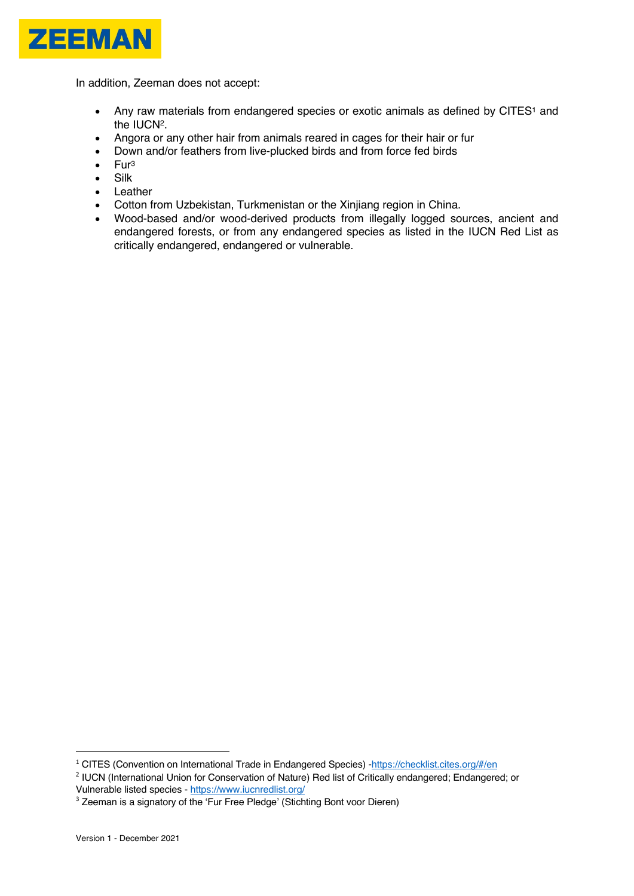In addition, Zeeman does not accept:

- Any raw materials from endangered species or exotic animals as defined by CITES[1] and the IUCN[2].
- Angora or any other hair from animals reared in cages for their hair or fur
- Down and/or feathers from live-plucked birds and from force fed birds
- Fur[3]
- Silk
- Leather
- Cotton from Uzbekistan, Turkmenistan or the Xinjiang region in China.
- Wood-based and/or wood-derived products from illegally logged sources, ancient and endangered forests, or from any endangered species as listed in the IUCN Red List as critically endangered, endangered or vulnerable.

---

[1] CITES (Convention on International Trade in Endangered Species) -https://checklist.cites.org/#/en

[2] IUCN (International Union for Conservation of Nature) Red list of Critically endangered; Endangered; or Vulnerable listed species - https://www.iucnredlist.org/

[3] Zeeman is a signatory of the 'Fur Free Pledge' (Stichting Bont voor Dieren)

Version 1 - December 2021